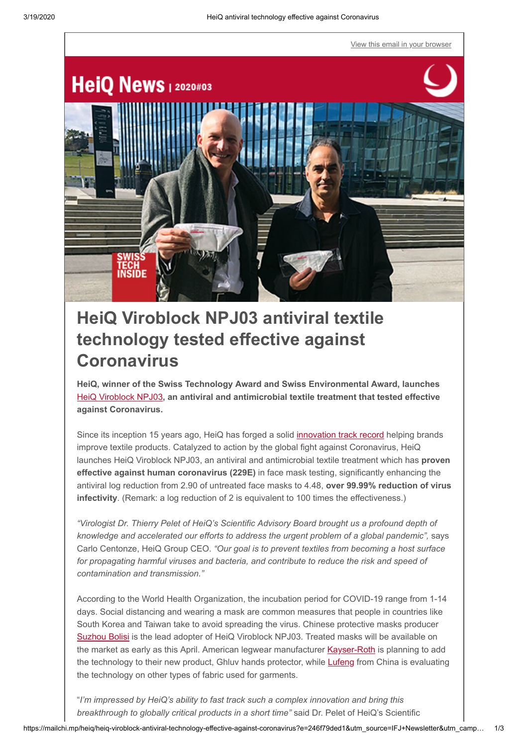View this email in your browser

# HeiQ News | 2020#03

## HeiQ Viroblock NPJ03 antiviral textile technology tested effective against Coronavirus

**HeiQ, winner of the Swiss Technology Award and Swiss Environmental Award, launches HeiQ Viroblock NPJ03, an antiviral and antimicrobial textile treatment that tested effective against Coronavirus.**

Since its inception 15 years ago, HeiQ has forged a solid innovation track record helping brands improve textile products. Catalyzed to action by the global fight against Coronavirus, HeiQ launches HeiQ Viroblock NPJ03, an antiviral and antimicrobial textile treatment which has **proven effective against human coronavirus (229E)** in face mask testing, significantly enhancing the antiviral log reduction from 2.90 of untreated face masks to 4.48, **over 99.99% reduction of virus infectivity**. (Remark: a log reduction of 2 is equivalent to 100 times the effectiveness.)

*"Virologist Dr. Thierry Pelet of HeiQ's Scientific Advisory Board brought us a profound depth of knowledge and accelerated our efforts to address the urgent problem of a global pandemic",* says Carlo Centonze, HeiQ Group CEO. *"Our goal is to prevent textiles from becoming a host surface for propagating harmful viruses and bacteria, and contribute to reduce the risk and speed of contamination and transmission."*

According to the World Health Organization, the incubation period for COVID-19 range from 1-14 days. Social distancing and wearing a mask are common measures that people in countries like South Korea and Taiwan take to avoid spreading the virus. Chinese protective masks producer Suzhou Bolisi is the lead adopter of HeiQ Viroblock NPJ03. Treated masks will be available on the market as early as this April. American legwear manufacturer Kayser-Roth is planning to add the technology to their new product, Ghluv hands protector, while Lufeng from China is evaluating the technology on other types of fabric used for garments.

"*I'm impressed by HeiQ's ability to fast track such a complex innovation and bring this breakthrough to globally critical products in a short time"* said Dr. Pelet of HeiQ's Scientific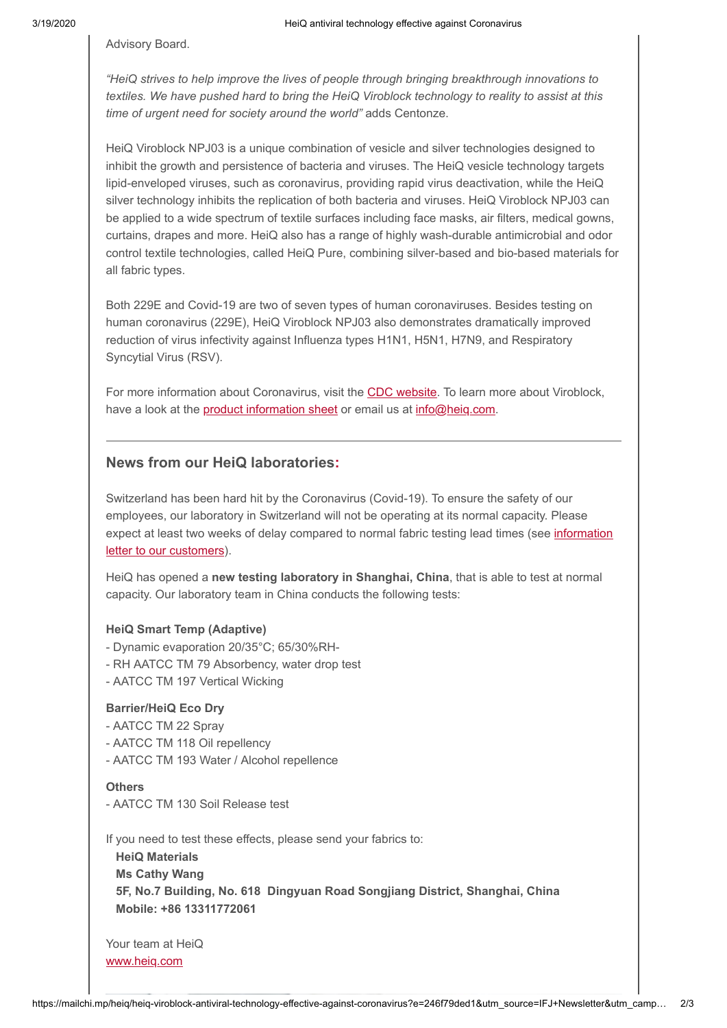Advisory Board.

*"HeiQ strives to help improve the lives of people through bringing breakthrough innovations to textiles. We have pushed hard to bring the HeiQ Viroblock technology to reality to assist at this time of urgent need for society around the world"* adds Centonze.

HeiQ Viroblock NPJ03 is a unique combination of vesicle and silver technologies designed to inhibit the growth and persistence of bacteria and viruses. The HeiQ vesicle technology targets lipid-enveloped viruses, such as coronavirus, providing rapid virus deactivation, while the HeiQ silver technology inhibits the replication of both bacteria and viruses. HeiQ Viroblock NPJ03 can be applied to a wide spectrum of textile surfaces including face masks, air filters, medical gowns, curtains, drapes and more. HeiQ also has a range of highly wash-durable antimicrobial and odor control textile technologies, called HeiQ Pure, combining silver-based and bio-based materials for all fabric types.

Both 229E and Covid-19 are two of seven types of human coronaviruses. Besides testing on human coronavirus (229E), HeiQ Viroblock NPJ03 also demonstrates dramatically improved reduction of virus infectivity against Influenza types H1N1, H5N1, H7N9, and Respiratory Syncytial Virus (RSV).

For more information about Coronavirus, visit the CDC website. To learn more about Viroblock, have a look at the product information sheet or email us at info@heiq.com.

---

## News from our HeiQ laboratories:

Switzerland has been hard hit by the Coronavirus (Covid-19). To ensure the safety of our employees, our laboratory in Switzerland will not be operating at its normal capacity. Please expect at least two weeks of delay compared to normal fabric testing lead times (see information letter to our customers).

HeiQ has opened a **new testing laboratory in Shanghai, China**, that is able to test at normal capacity. Our laboratory team in China conducts the following tests:

**HeiQ Smart Temp (Adaptive)**
- Dynamic evaporation 20/35°C; 65/30%RH-
- RH AATCC TM 79 Absorbency, water drop test
- AATCC TM 197 Vertical Wicking

**Barrier/HeiQ Eco Dry**
- AATCC TM 22 Spray
- AATCC TM 118 Oil repellency
- AATCC TM 193 Water / Alcohol repellence

**Others**
- AATCC TM 130 Soil Release test

If you need to test these effects, please send your fabrics to:

**HeiQ Materials**
**Ms Cathy Wang**
**5F, No.7 Building, No. 618 Dingyuan Road Songjiang District, Shanghai, China**
**Mobile: +86 13311772061**

Your team at HeiQ
www.heiq.com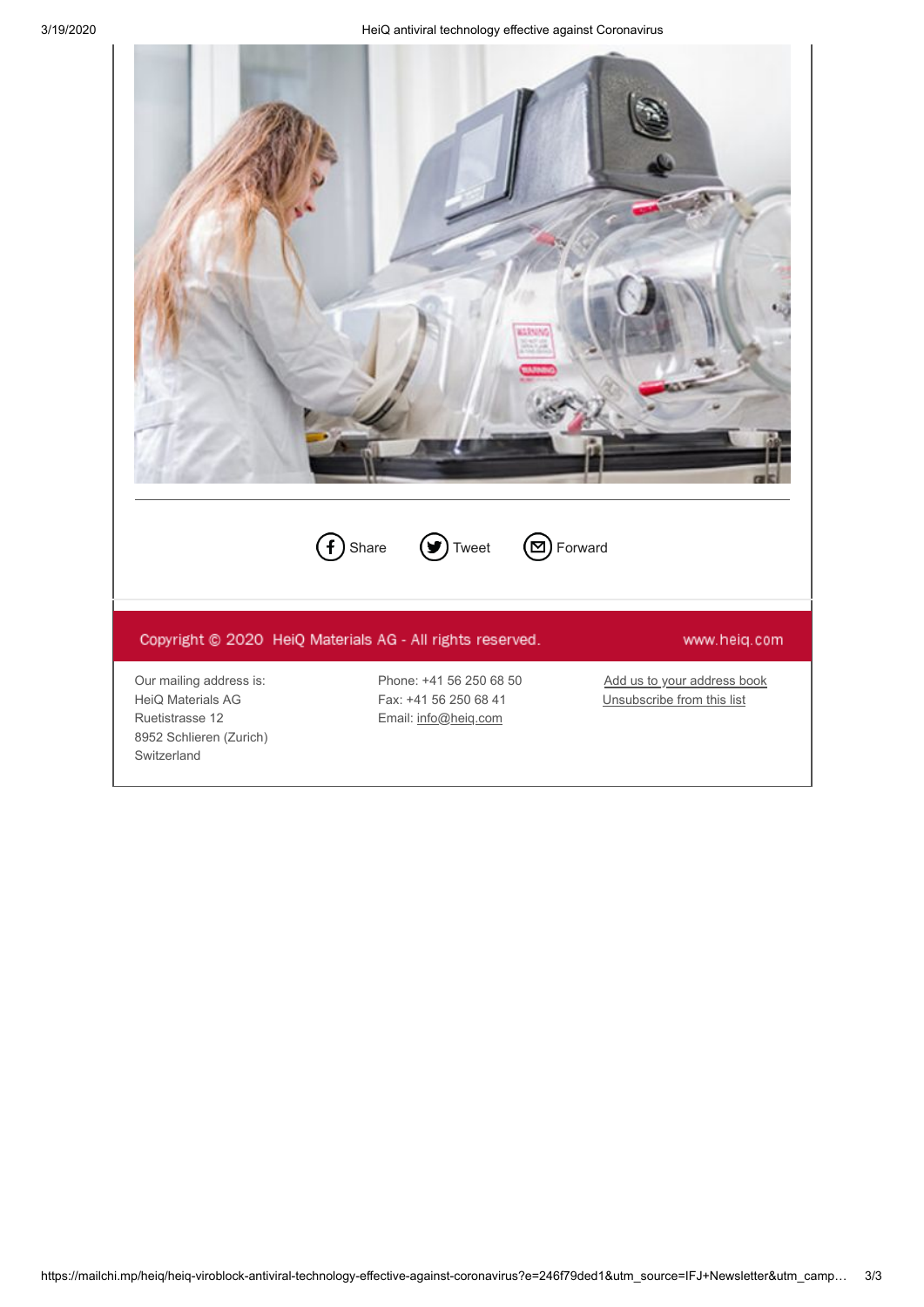---

Share Tweet Forward

Copyright © 2020 HeiQ Materials AG - All rights reserved. www.heiq.com

Our mailing address is:
HeiQ Materials AG
Ruetistrasse 12
8952 Schlieren (Zurich)
Switzerland

Phone: +41 56 250 68 50
Fax: +41 56 250 68 41
Email: info@heiq.com

Add us to your address book
Unsubscribe from this list